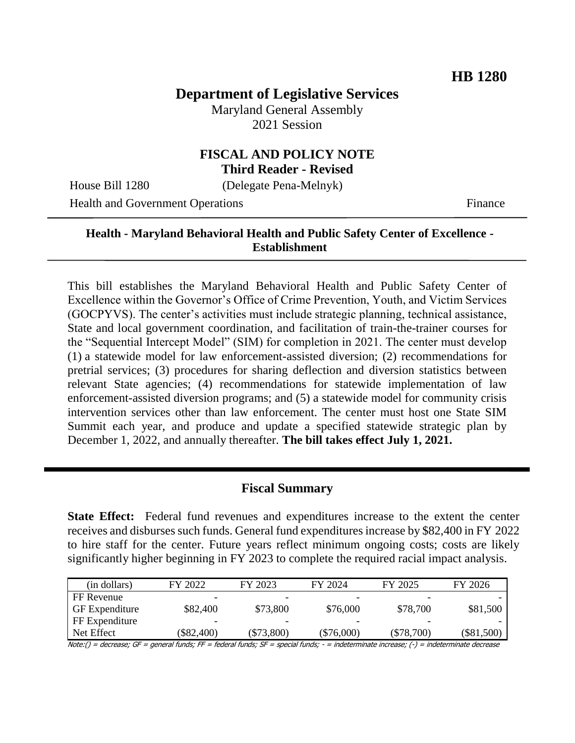**HB 1280**

# Department of Legislative Services

Maryland General Assembly
2021 Session

## FISCAL AND POLICY NOTE
**Third Reader - Revised**

House Bill 1280 (Delegate Pena-Melnyk)
Health and Government Operations Finance

---

**Health - Maryland Behavioral Health and Public Safety Center of Excellence - Establishment**

---

This bill establishes the Maryland Behavioral Health and Public Safety Center of Excellence within the Governor's Office of Crime Prevention, Youth, and Victim Services (GOCPYVS). The center's activities must include strategic planning, technical assistance, State and local government coordination, and facilitation of train-the-trainer courses for the "Sequential Intercept Model" (SIM) for completion in 2021. The center must develop (1) a statewide model for law enforcement-assisted diversion; (2) recommendations for pretrial services; (3) procedures for sharing deflection and diversion statistics between relevant State agencies; (4) recommendations for statewide implementation of law enforcement-assisted diversion programs; and (5) a statewide model for community crisis intervention services other than law enforcement. The center must host one State SIM Summit each year, and produce and update a specified statewide strategic plan by December 1, 2022, and annually thereafter. **The bill takes effect July 1, 2021.**

---

## Fiscal Summary

**State Effect:** Federal fund revenues and expenditures increase to the extent the center receives and disburses such funds. General fund expenditures increase by $82,400 in FY 2022 to hire staff for the center. Future years reflect minimum ongoing costs; costs are likely significantly higher beginning in FY 2023 to complete the required racial impact analysis.

| (in dollars) | FY 2022 | FY 2023 | FY 2024 | FY 2025 | FY 2026 |
|---|---|---|---|---|---|
| FF Revenue | - | - | - | - | - |
| GF Expenditure | $82,400 | $73,800 | $76,000 | $78,700 | $81,500 |
| FF Expenditure | - | - | - | - | - |
| Net Effect | ($82,400) | ($73,800) | ($76,000) | ($78,700) | ($81,500) |

Note:() = decrease; GF = general funds; FF = federal funds; SF = special funds; - = indeterminate increase; (-) = indeterminate decrease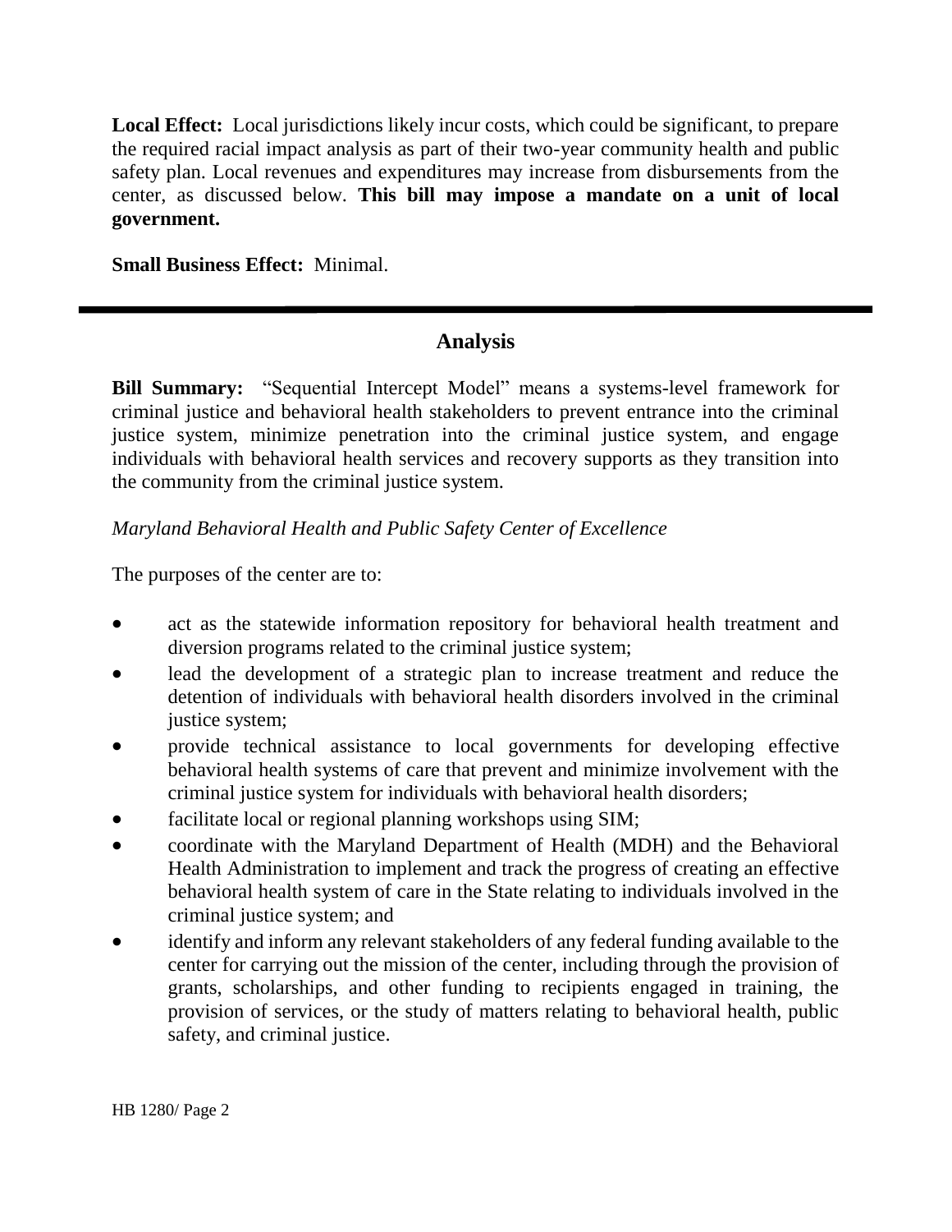**Local Effect:** Local jurisdictions likely incur costs, which could be significant, to prepare the required racial impact analysis as part of their two-year community health and public safety plan. Local revenues and expenditures may increase from disbursements from the center, as discussed below. **This bill may impose a mandate on a unit of local government.**

**Small Business Effect:** Minimal.

---

## Analysis

**Bill Summary:** "Sequential Intercept Model" means a systems-level framework for criminal justice and behavioral health stakeholders to prevent entrance into the criminal justice system, minimize penetration into the criminal justice system, and engage individuals with behavioral health services and recovery supports as they transition into the community from the criminal justice system.

*Maryland Behavioral Health and Public Safety Center of Excellence*

The purposes of the center are to:

- act as the statewide information repository for behavioral health treatment and diversion programs related to the criminal justice system;
- lead the development of a strategic plan to increase treatment and reduce the detention of individuals with behavioral health disorders involved in the criminal justice system;
- provide technical assistance to local governments for developing effective behavioral health systems of care that prevent and minimize involvement with the criminal justice system for individuals with behavioral health disorders;
- facilitate local or regional planning workshops using SIM;
- coordinate with the Maryland Department of Health (MDH) and the Behavioral Health Administration to implement and track the progress of creating an effective behavioral health system of care in the State relating to individuals involved in the criminal justice system; and
- identify and inform any relevant stakeholders of any federal funding available to the center for carrying out the mission of the center, including through the provision of grants, scholarships, and other funding to recipients engaged in training, the provision of services, or the study of matters relating to behavioral health, public safety, and criminal justice.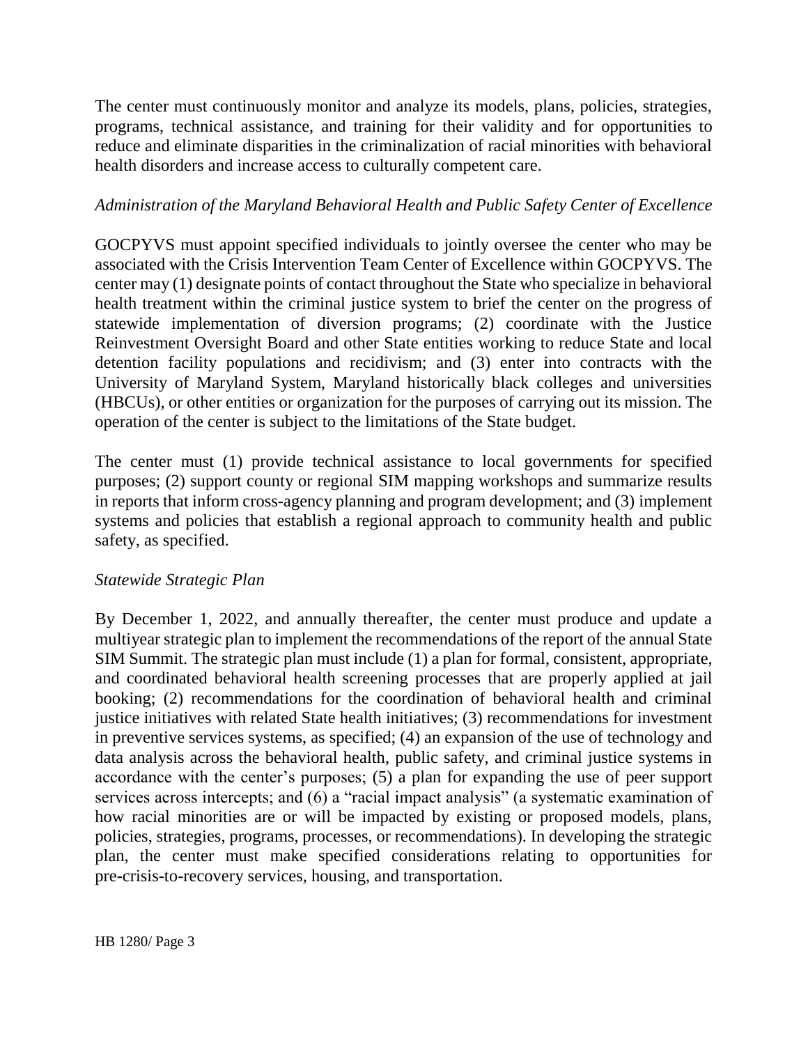The center must continuously monitor and analyze its models, plans, policies, strategies, programs, technical assistance, and training for their validity and for opportunities to reduce and eliminate disparities in the criminalization of racial minorities with behavioral health disorders and increase access to culturally competent care.

*Administration of the Maryland Behavioral Health and Public Safety Center of Excellence*

GOCPYVS must appoint specified individuals to jointly oversee the center who may be associated with the Crisis Intervention Team Center of Excellence within GOCPYVS. The center may (1) designate points of contact throughout the State who specialize in behavioral health treatment within the criminal justice system to brief the center on the progress of statewide implementation of diversion programs; (2) coordinate with the Justice Reinvestment Oversight Board and other State entities working to reduce State and local detention facility populations and recidivism; and (3) enter into contracts with the University of Maryland System, Maryland historically black colleges and universities (HBCUs), or other entities or organization for the purposes of carrying out its mission. The operation of the center is subject to the limitations of the State budget.

The center must (1) provide technical assistance to local governments for specified purposes; (2) support county or regional SIM mapping workshops and summarize results in reports that inform cross-agency planning and program development; and (3) implement systems and policies that establish a regional approach to community health and public safety, as specified.

*Statewide Strategic Plan*

By December 1, 2022, and annually thereafter, the center must produce and update a multiyear strategic plan to implement the recommendations of the report of the annual State SIM Summit. The strategic plan must include (1) a plan for formal, consistent, appropriate, and coordinated behavioral health screening processes that are properly applied at jail booking; (2) recommendations for the coordination of behavioral health and criminal justice initiatives with related State health initiatives; (3) recommendations for investment in preventive services systems, as specified; (4) an expansion of the use of technology and data analysis across the behavioral health, public safety, and criminal justice systems in accordance with the center's purposes; (5) a plan for expanding the use of peer support services across intercepts; and (6) a "racial impact analysis" (a systematic examination of how racial minorities are or will be impacted by existing or proposed models, plans, policies, strategies, programs, processes, or recommendations). In developing the strategic plan, the center must make specified considerations relating to opportunities for pre-crisis-to-recovery services, housing, and transportation.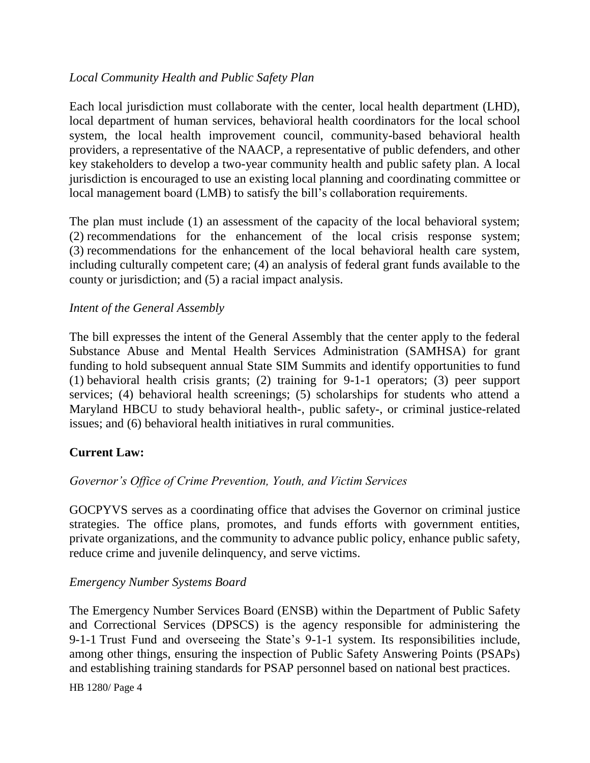*Local Community Health and Public Safety Plan*

Each local jurisdiction must collaborate with the center, local health department (LHD), local department of human services, behavioral health coordinators for the local school system, the local health improvement council, community-based behavioral health providers, a representative of the NAACP, a representative of public defenders, and other key stakeholders to develop a two-year community health and public safety plan. A local jurisdiction is encouraged to use an existing local planning and coordinating committee or local management board (LMB) to satisfy the bill's collaboration requirements.

The plan must include (1) an assessment of the capacity of the local behavioral system; (2) recommendations for the enhancement of the local crisis response system; (3) recommendations for the enhancement of the local behavioral health care system, including culturally competent care; (4) an analysis of federal grant funds available to the county or jurisdiction; and (5) a racial impact analysis.

*Intent of the General Assembly*

The bill expresses the intent of the General Assembly that the center apply to the federal Substance Abuse and Mental Health Services Administration (SAMHSA) for grant funding to hold subsequent annual State SIM Summits and identify opportunities to fund (1) behavioral health crisis grants; (2) training for 9-1-1 operators; (3) peer support services; (4) behavioral health screenings; (5) scholarships for students who attend a Maryland HBCU to study behavioral health-, public safety-, or criminal justice-related issues; and (6) behavioral health initiatives in rural communities.

**Current Law:**

*Governor's Office of Crime Prevention, Youth, and Victim Services*

GOCPYVS serves as a coordinating office that advises the Governor on criminal justice strategies. The office plans, promotes, and funds efforts with government entities, private organizations, and the community to advance public policy, enhance public safety, reduce crime and juvenile delinquency, and serve victims.

*Emergency Number Systems Board*

The Emergency Number Services Board (ENSB) within the Department of Public Safety and Correctional Services (DPSCS) is the agency responsible for administering the 9-1-1 Trust Fund and overseeing the State's 9-1-1 system. Its responsibilities include, among other things, ensuring the inspection of Public Safety Answering Points (PSAPs) and establishing training standards for PSAP personnel based on national best practices.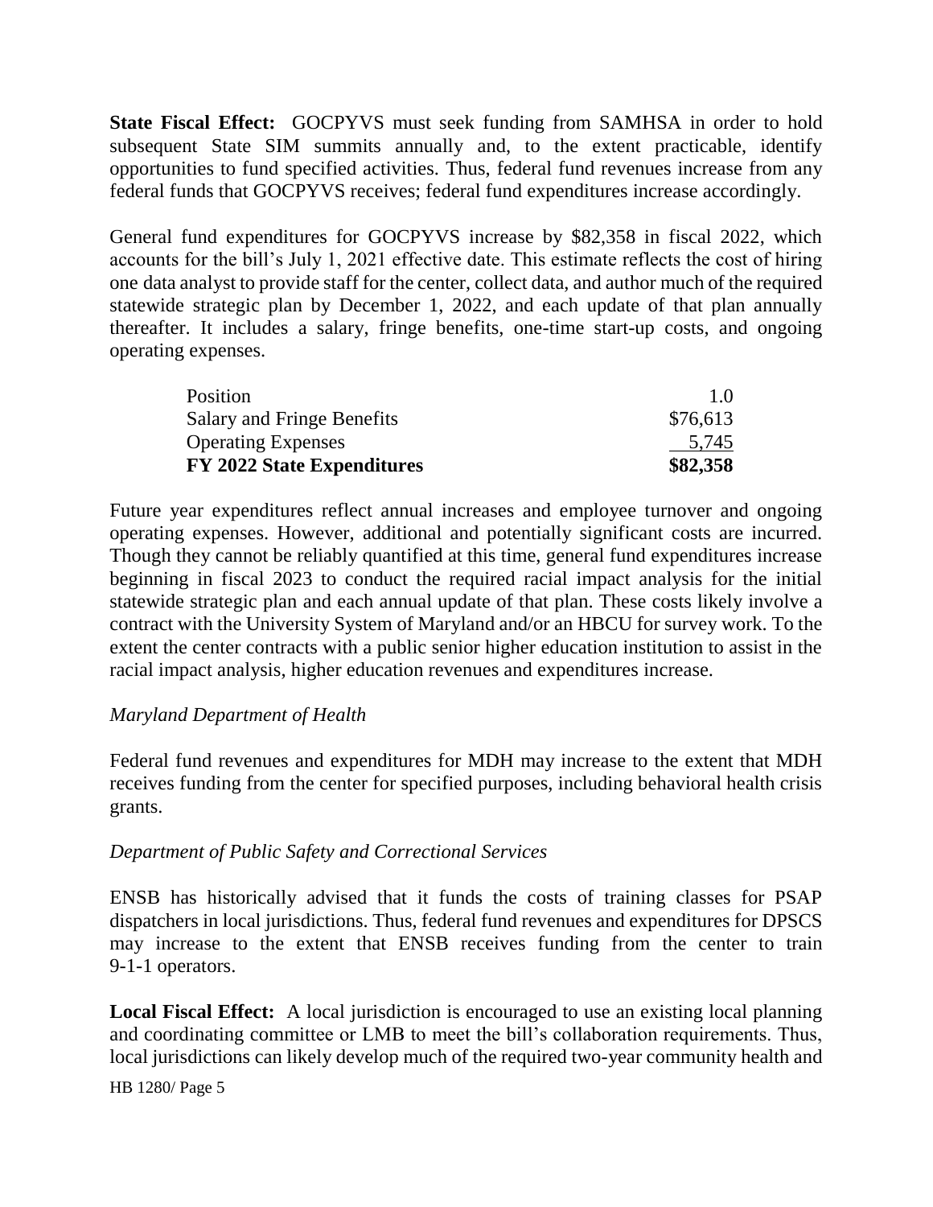**State Fiscal Effect:** GOCPYVS must seek funding from SAMHSA in order to hold subsequent State SIM summits annually and, to the extent practicable, identify opportunities to fund specified activities. Thus, federal fund revenues increase from any federal funds that GOCPYVS receives; federal fund expenditures increase accordingly.

General fund expenditures for GOCPYVS increase by $82,358 in fiscal 2022, which accounts for the bill's July 1, 2021 effective date. This estimate reflects the cost of hiring one data analyst to provide staff for the center, collect data, and author much of the required statewide strategic plan by December 1, 2022, and each update of that plan annually thereafter. It includes a salary, fringe benefits, one-time start-up costs, and ongoing operating expenses.

| | |
|---|---|
| Position | 1.0 |
| Salary and Fringe Benefits | $76,613 |
| Operating Expenses | 5,745 |
| **FY 2022 State Expenditures** | **$82,358** |

Future year expenditures reflect annual increases and employee turnover and ongoing operating expenses. However, additional and potentially significant costs are incurred. Though they cannot be reliably quantified at this time, general fund expenditures increase beginning in fiscal 2023 to conduct the required racial impact analysis for the initial statewide strategic plan and each annual update of that plan. These costs likely involve a contract with the University System of Maryland and/or an HBCU for survey work. To the extent the center contracts with a public senior higher education institution to assist in the racial impact analysis, higher education revenues and expenditures increase.

*Maryland Department of Health*

Federal fund revenues and expenditures for MDH may increase to the extent that MDH receives funding from the center for specified purposes, including behavioral health crisis grants.

*Department of Public Safety and Correctional Services*

ENSB has historically advised that it funds the costs of training classes for PSAP dispatchers in local jurisdictions. Thus, federal fund revenues and expenditures for DPSCS may increase to the extent that ENSB receives funding from the center to train 9-1-1 operators.

**Local Fiscal Effect:** A local jurisdiction is encouraged to use an existing local planning and coordinating committee or LMB to meet the bill's collaboration requirements. Thus, local jurisdictions can likely develop much of the required two-year community health and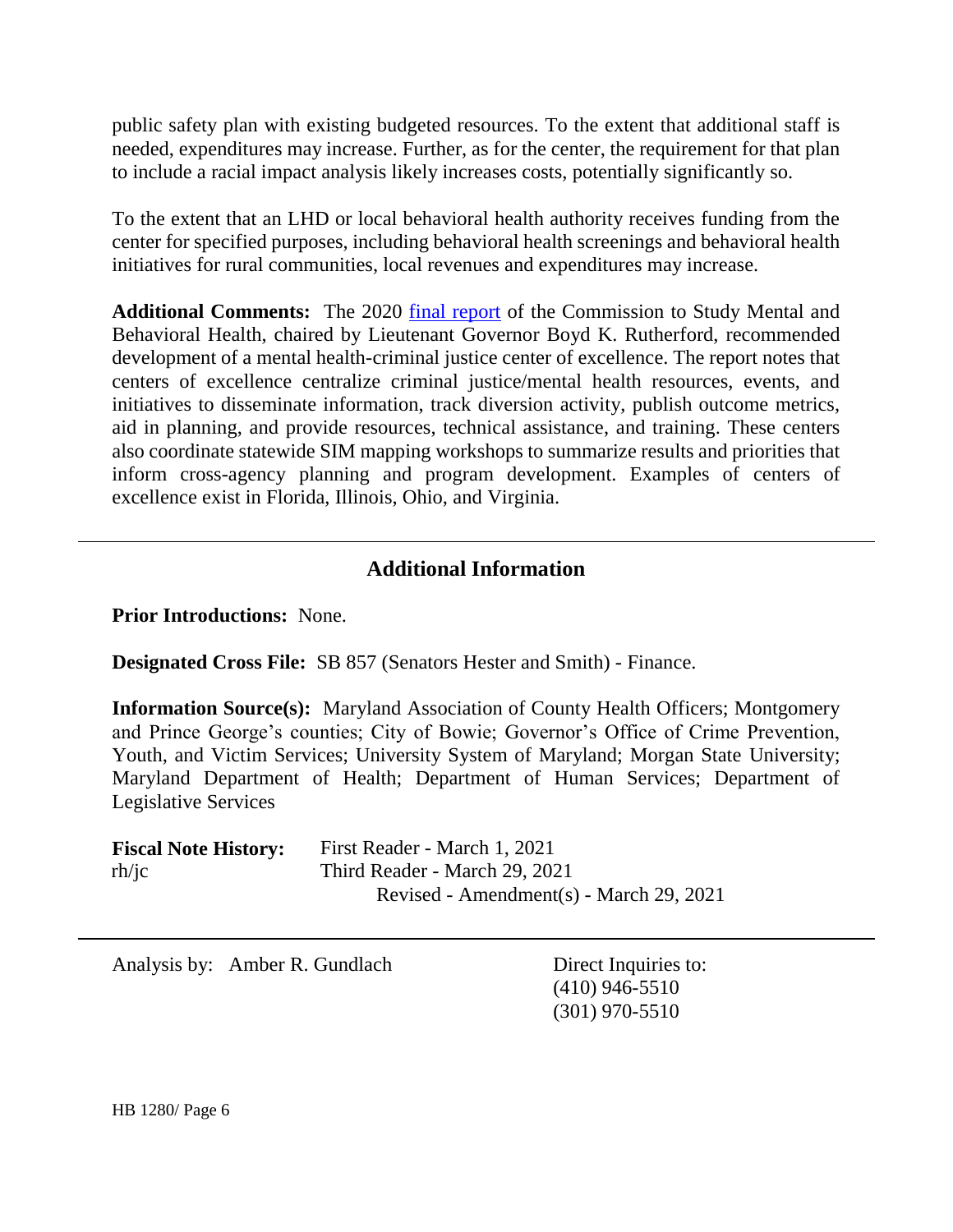public safety plan with existing budgeted resources. To the extent that additional staff is needed, expenditures may increase. Further, as for the center, the requirement for that plan to include a racial impact analysis likely increases costs, potentially significantly so.

To the extent that an LHD or local behavioral health authority receives funding from the center for specified purposes, including behavioral health screenings and behavioral health initiatives for rural communities, local revenues and expenditures may increase.

**Additional Comments:** The 2020 final report of the Commission to Study Mental and Behavioral Health, chaired by Lieutenant Governor Boyd K. Rutherford, recommended development of a mental health-criminal justice center of excellence. The report notes that centers of excellence centralize criminal justice/mental health resources, events, and initiatives to disseminate information, track diversion activity, publish outcome metrics, aid in planning, and provide resources, technical assistance, and training. These centers also coordinate statewide SIM mapping workshops to summarize results and priorities that inform cross-agency planning and program development. Examples of centers of excellence exist in Florida, Illinois, Ohio, and Virginia.

---

## Additional Information

**Prior Introductions:** None.

**Designated Cross File:** SB 857 (Senators Hester and Smith) - Finance.

**Information Source(s):** Maryland Association of County Health Officers; Montgomery and Prince George's counties; City of Bowie; Governor's Office of Crime Prevention, Youth, and Victim Services; University System of Maryland; Morgan State University; Maryland Department of Health; Department of Human Services; Department of Legislative Services

**Fiscal Note History:** First Reader - March 1, 2021
rh/jc Third Reader - March 29, 2021
Revised - Amendment(s) - March 29, 2021

---

Analysis by: Amber R. Gundlach

Direct Inquiries to:
(410) 946-5510
(301) 970-5510